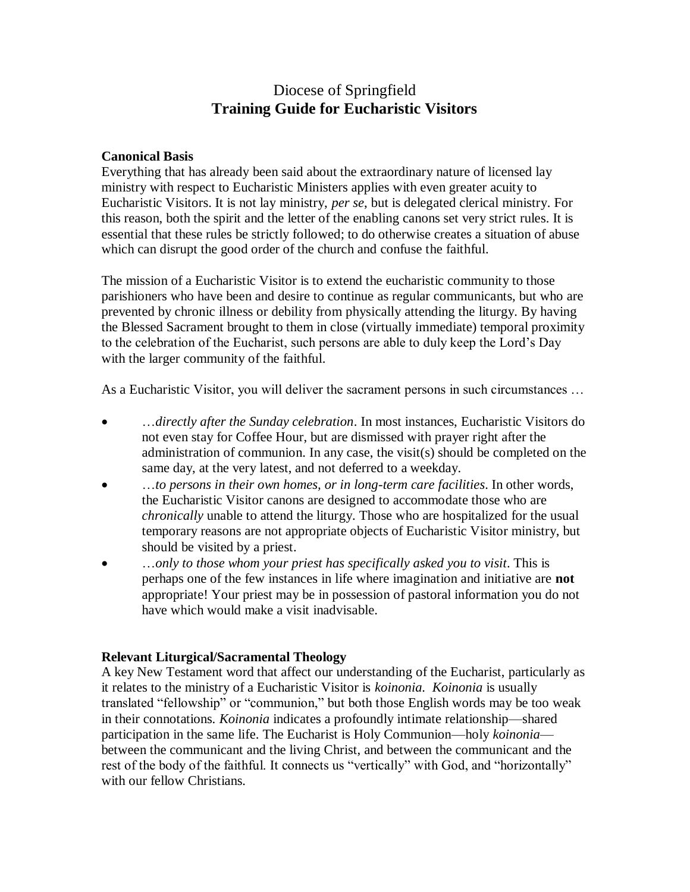# Diocese of Springfield

## Training Guide for Eucharistic Visitors

### Canonical Basis

Everything that has already been said about the extraordinary nature of licensed lay ministry with respect to Eucharistic Ministers applies with even greater acuity to Eucharistic Visitors. It is not lay ministry, *per se*, but is delegated clerical ministry. For this reason, both the spirit and the letter of the enabling canons set very strict rules. It is essential that these rules be strictly followed; to do otherwise creates a situation of abuse which can disrupt the good order of the church and confuse the faithful.

The mission of a Eucharistic Visitor is to extend the eucharistic community to those parishioners who have been and desire to continue as regular communicants, but who are prevented by chronic illness or debility from physically attending the liturgy. By having the Blessed Sacrament brought to them in close (virtually immediate) temporal proximity to the celebration of the Eucharist, such persons are able to duly keep the Lord's Day with the larger community of the faithful.

As a Eucharistic Visitor, you will deliver the sacrament persons in such circumstances …

- *…directly after the Sunday celebration*. In most instances, Eucharistic Visitors do not even stay for Coffee Hour, but are dismissed with prayer right after the administration of communion. In any case, the visit(s) should be completed on the same day, at the very latest, and not deferred to a weekday.
- *…to persons in their own homes, or in long-term care facilities*. In other words, the Eucharistic Visitor canons are designed to accommodate those who are *chronically* unable to attend the liturgy. Those who are hospitalized for the usual temporary reasons are not appropriate objects of Eucharistic Visitor ministry, but should be visited by a priest.
- *…only to those whom your priest has specifically asked you to visit*. This is perhaps one of the few instances in life where imagination and initiative are **not** appropriate! Your priest may be in possession of pastoral information you do not have which would make a visit inadvisable.

### Relevant Liturgical/Sacramental Theology

A key New Testament word that affect our understanding of the Eucharist, particularly as it relates to the ministry of a Eucharistic Visitor is *koinonia*. *Koinonia* is usually translated "fellowship" or "communion," but both those English words may be too weak in their connotations. *Koinonia* indicates a profoundly intimate relationship—shared participation in the same life. The Eucharist is Holy Communion—holy *koinonia*—between the communicant and the living Christ, and between the communicant and the rest of the body of the faithful. It connects us "vertically" with God, and "horizontally" with our fellow Christians.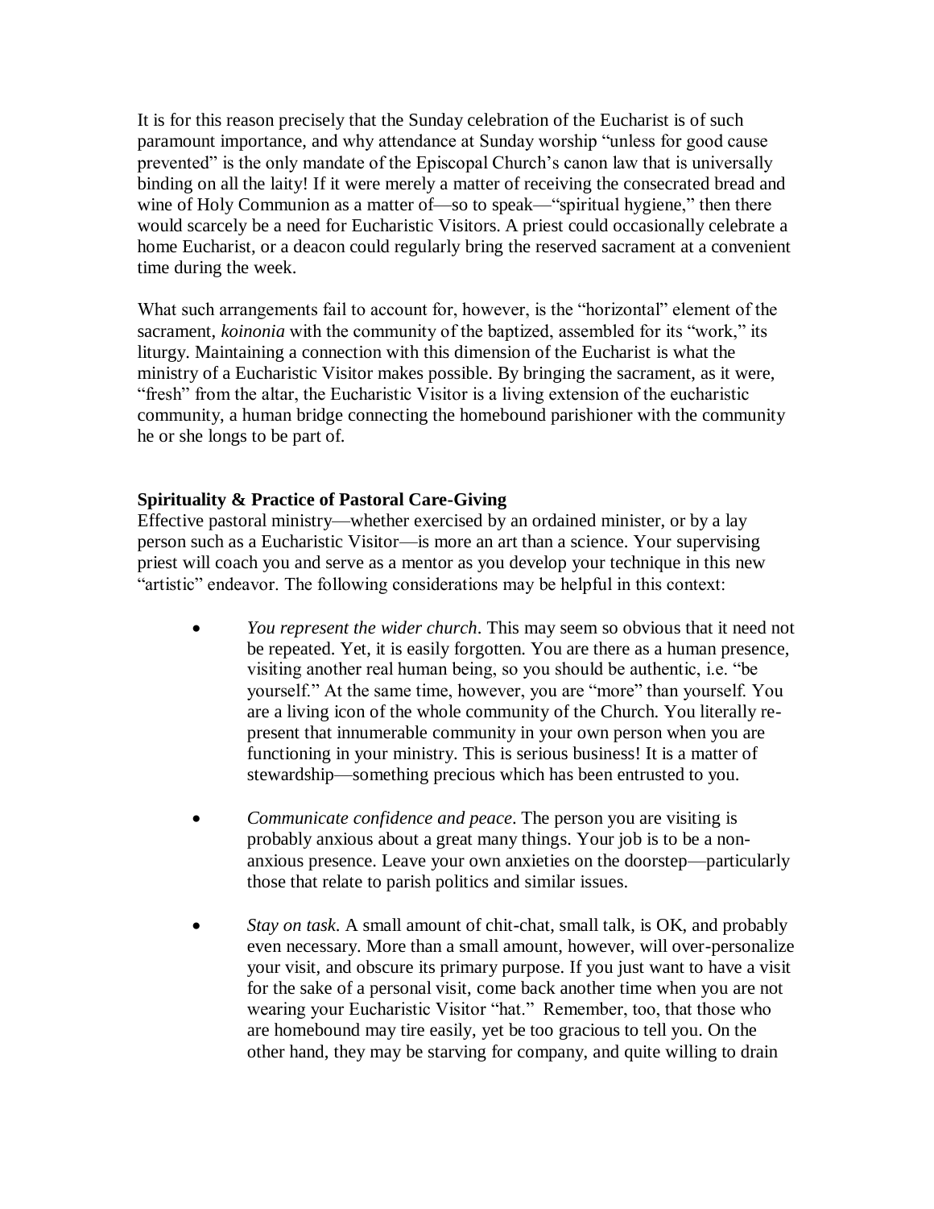It is for this reason precisely that the Sunday celebration of the Eucharist is of such paramount importance, and why attendance at Sunday worship "unless for good cause prevented" is the only mandate of the Episcopal Church's canon law that is universally binding on all the laity! If it were merely a matter of receiving the consecrated bread and wine of Holy Communion as a matter of—so to speak—"spiritual hygiene," then there would scarcely be a need for Eucharistic Visitors. A priest could occasionally celebrate a home Eucharist, or a deacon could regularly bring the reserved sacrament at a convenient time during the week.

What such arrangements fail to account for, however, is the "horizontal" element of the sacrament, *koinonia* with the community of the baptized, assembled for its "work," its liturgy. Maintaining a connection with this dimension of the Eucharist is what the ministry of a Eucharistic Visitor makes possible. By bringing the sacrament, as it were, "fresh" from the altar, the Eucharistic Visitor is a living extension of the eucharistic community, a human bridge connecting the homebound parishioner with the community he or she longs to be part of.

**Spirituality & Practice of Pastoral Care-Giving**

Effective pastoral ministry—whether exercised by an ordained minister, or by a lay person such as a Eucharistic Visitor—is more an art than a science. Your supervising priest will coach you and serve as a mentor as you develop your technique in this new "artistic" endeavor. The following considerations may be helpful in this context:

- *You represent the wider church*. This may seem so obvious that it need not be repeated. Yet, it is easily forgotten. You are there as a human presence, visiting another real human being, so you should be authentic, i.e. "be yourself." At the same time, however, you are "more" than yourself. You are a living icon of the whole community of the Church. You literally re-present that innumerable community in your own person when you are functioning in your ministry. This is serious business! It is a matter of stewardship—something precious which has been entrusted to you.

- *Communicate confidence and peace*. The person you are visiting is probably anxious about a great many things. Your job is to be a non-anxious presence. Leave your own anxieties on the doorstep—particularly those that relate to parish politics and similar issues.

- *Stay on task*. A small amount of chit-chat, small talk, is OK, and probably even necessary. More than a small amount, however, will over-personalize your visit, and obscure its primary purpose. If you just want to have a visit for the sake of a personal visit, come back another time when you are not wearing your Eucharistic Visitor "hat." Remember, too, that those who are homebound may tire easily, yet be too gracious to tell you. On the other hand, they may be starving for company, and quite willing to drain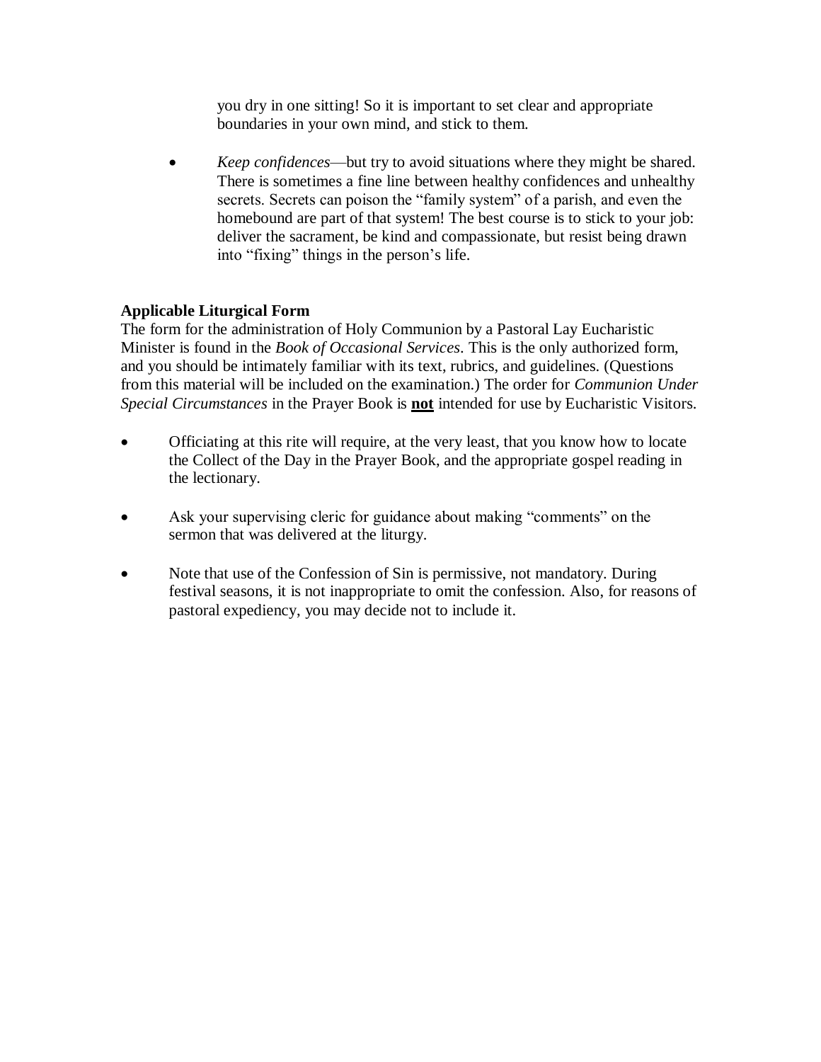you dry in one sitting! So it is important to set clear and appropriate boundaries in your own mind, and stick to them.

- *Keep confidences*—but try to avoid situations where they might be shared. There is sometimes a fine line between healthy confidences and unhealthy secrets. Secrets can poison the "family system" of a parish, and even the homebound are part of that system! The best course is to stick to your job: deliver the sacrament, be kind and compassionate, but resist being drawn into "fixing" things in the person's life.

**Applicable Liturgical Form**

The form for the administration of Holy Communion by a Pastoral Lay Eucharistic Minister is found in the *Book of Occasional Services*. This is the only authorized form, and you should be intimately familiar with its text, rubrics, and guidelines. (Questions from this material will be included on the examination.) The order for *Communion Under Special Circumstances* in the Prayer Book is <u>**not**</u> intended for use by Eucharistic Visitors.

- Officiating at this rite will require, at the very least, that you know how to locate the Collect of the Day in the Prayer Book, and the appropriate gospel reading in the lectionary.

- Ask your supervising cleric for guidance about making "comments" on the sermon that was delivered at the liturgy.

- Note that use of the Confession of Sin is permissive, not mandatory. During festival seasons, it is not inappropriate to omit the confession. Also, for reasons of pastoral expediency, you may decide not to include it.